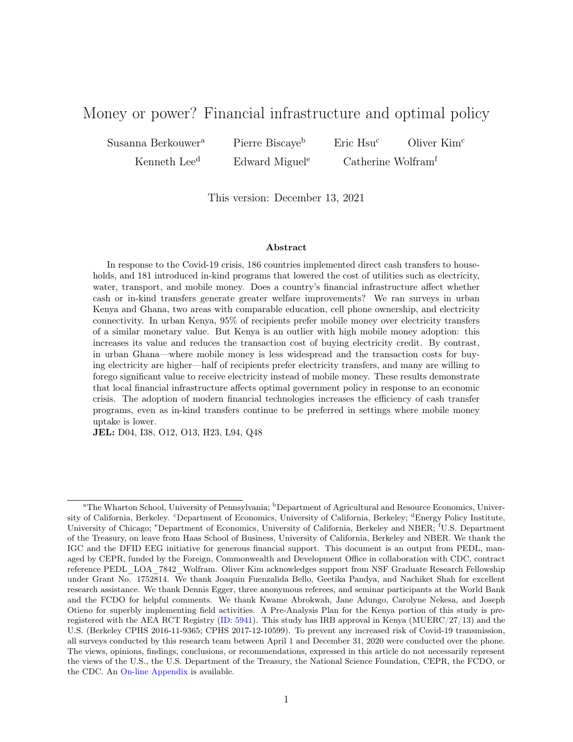# Money or power? Financial infrastructure and optimal policy

Susanna Berkouwer[a] Pierre Biscaye[b] Eric Hsu[c] Oliver Kim[c] Kenneth Lee[d] Edward Miguel[e] Catherine Wolfram[f]

This version: December 13, 2021

**Abstract**

In response to the Covid-19 crisis, 186 countries implemented direct cash transfers to households, and 181 introduced in-kind programs that lowered the cost of utilities such as electricity, water, transport, and mobile money. Does a country's financial infrastructure affect whether cash or in-kind transfers generate greater welfare improvements? We ran surveys in urban Kenya and Ghana, two areas with comparable education, cell phone ownership, and electricity connectivity. In urban Kenya, 95% of recipients prefer mobile money over electricity transfers of a similar monetary value. But Kenya is an outlier with high mobile money adoption: this increases its value and reduces the transaction cost of buying electricity credit. By contrast, in urban Ghana—where mobile money is less widespread and the transaction costs for buying electricity are higher—half of recipients prefer electricity transfers, and many are willing to forego significant value to receive electricity instead of mobile money. These results demonstrate that local financial infrastructure affects optimal government policy in response to an economic crisis. The adoption of modern financial technologies increases the efficiency of cash transfer programs, even as in-kind transfers continue to be preferred in settings where mobile money uptake is lower.

**JEL:** D04, I38, O12, O13, H23, L94, Q48

---

[a]The Wharton School, University of Pennsylvania; [b]Department of Agricultural and Resource Economics, University of California, Berkeley. [c]Department of Economics, University of California, Berkeley; [d]Energy Policy Institute, University of Chicago; [e]Department of Economics, University of California, Berkeley and NBER; [f]U.S. Department of the Treasury, on leave from Haas School of Business, University of California, Berkeley and NBER. We thank the IGC and the DFID EEG initiative for generous financial support. This document is an output from PEDL, managed by CEPR, funded by the Foreign, Commonwealth and Development Office in collaboration with CDC, contract reference PEDL_LOA_7842_Wolfram. Oliver Kim acknowledges support from NSF Graduate Research Fellowship under Grant No. 1752814. We thank Joaquin Fuenzalida Bello, Geetika Pandya, and Nachiket Shah for excellent research assistance. We thank Dennis Egger, three anonymous referees, and seminar participants at the World Bank and the FCDO for helpful comments. We thank Kwame Abrokwah, Jane Adungo, Carolyne Nekesa, and Joseph Otieno for superbly implementing field activities. A Pre-Analysis Plan for the Kenya portion of this study is preregistered with the AEA RCT Registry (ID: 5941). This study has IRB approval in Kenya (MUERC/27/13) and the U.S. (Berkeley CPHS 2016-11-9365; CPHS 2017-12-10599). To prevent any increased risk of Covid-19 transmission, all surveys conducted by this research team between April 1 and December 31, 2020 were conducted over the phone. The views, opinions, findings, conclusions, or recommendations, expressed in this article do not necessarily represent the views of the U.S., the U.S. Department of the Treasury, the National Science Foundation, CEPR, the FCDO, or the CDC. An On-line Appendix is available.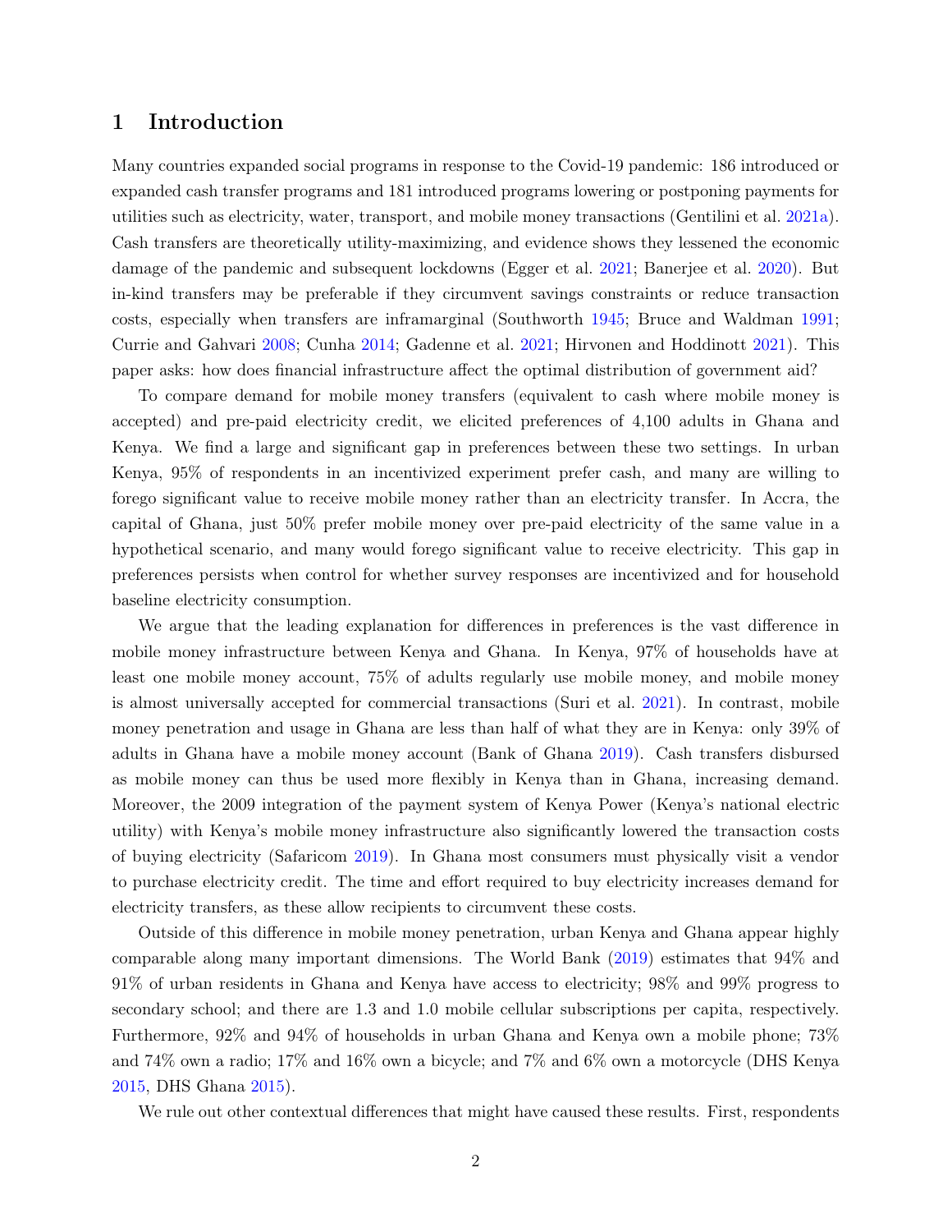# 1 Introduction

Many countries expanded social programs in response to the Covid-19 pandemic: 186 introduced or expanded cash transfer programs and 181 introduced programs lowering or postponing payments for utilities such as electricity, water, transport, and mobile money transactions (Gentilini et al. 2021a). Cash transfers are theoretically utility-maximizing, and evidence shows they lessened the economic damage of the pandemic and subsequent lockdowns (Egger et al. 2021; Banerjee et al. 2020). But in-kind transfers may be preferable if they circumvent savings constraints or reduce transaction costs, especially when transfers are inframarginal (Southworth 1945; Bruce and Waldman 1991; Currie and Gahvari 2008; Cunha 2014; Gadenne et al. 2021; Hirvonen and Hoddinott 2021). This paper asks: how does financial infrastructure affect the optimal distribution of government aid?

To compare demand for mobile money transfers (equivalent to cash where mobile money is accepted) and pre-paid electricity credit, we elicited preferences of 4,100 adults in Ghana and Kenya. We find a large and significant gap in preferences between these two settings. In urban Kenya, 95% of respondents in an incentivized experiment prefer cash, and many are willing to forego significant value to receive mobile money rather than an electricity transfer. In Accra, the capital of Ghana, just 50% prefer mobile money over pre-paid electricity of the same value in a hypothetical scenario, and many would forego significant value to receive electricity. This gap in preferences persists when control for whether survey responses are incentivized and for household baseline electricity consumption.

We argue that the leading explanation for differences in preferences is the vast difference in mobile money infrastructure between Kenya and Ghana. In Kenya, 97% of households have at least one mobile money account, 75% of adults regularly use mobile money, and mobile money is almost universally accepted for commercial transactions (Suri et al. 2021). In contrast, mobile money penetration and usage in Ghana are less than half of what they are in Kenya: only 39% of adults in Ghana have a mobile money account (Bank of Ghana 2019). Cash transfers disbursed as mobile money can thus be used more flexibly in Kenya than in Ghana, increasing demand. Moreover, the 2009 integration of the payment system of Kenya Power (Kenya's national electric utility) with Kenya's mobile money infrastructure also significantly lowered the transaction costs of buying electricity (Safaricom 2019). In Ghana most consumers must physically visit a vendor to purchase electricity credit. The time and effort required to buy electricity increases demand for electricity transfers, as these allow recipients to circumvent these costs.

Outside of this difference in mobile money penetration, urban Kenya and Ghana appear highly comparable along many important dimensions. The World Bank (2019) estimates that 94% and 91% of urban residents in Ghana and Kenya have access to electricity; 98% and 99% progress to secondary school; and there are 1.3 and 1.0 mobile cellular subscriptions per capita, respectively. Furthermore, 92% and 94% of households in urban Ghana and Kenya own a mobile phone; 73% and 74% own a radio; 17% and 16% own a bicycle; and 7% and 6% own a motorcycle (DHS Kenya 2015, DHS Ghana 2015).

We rule out other contextual differences that might have caused these results. First, respondents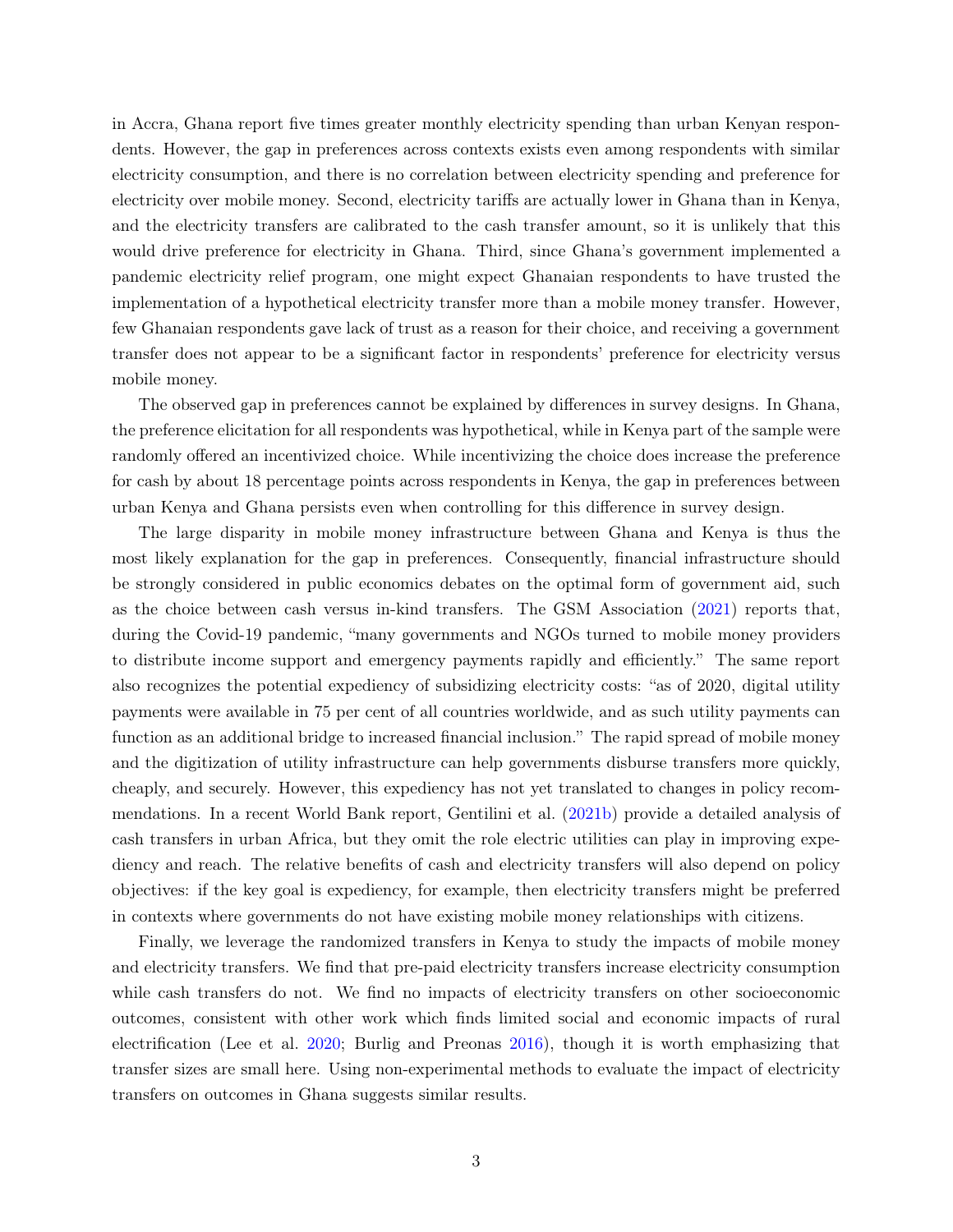in Accra, Ghana report five times greater monthly electricity spending than urban Kenyan respondents. However, the gap in preferences across contexts exists even among respondents with similar electricity consumption, and there is no correlation between electricity spending and preference for electricity over mobile money. Second, electricity tariffs are actually lower in Ghana than in Kenya, and the electricity transfers are calibrated to the cash transfer amount, so it is unlikely that this would drive preference for electricity in Ghana. Third, since Ghana's government implemented a pandemic electricity relief program, one might expect Ghanaian respondents to have trusted the implementation of a hypothetical electricity transfer more than a mobile money transfer. However, few Ghanaian respondents gave lack of trust as a reason for their choice, and receiving a government transfer does not appear to be a significant factor in respondents' preference for electricity versus mobile money.

The observed gap in preferences cannot be explained by differences in survey designs. In Ghana, the preference elicitation for all respondents was hypothetical, while in Kenya part of the sample were randomly offered an incentivized choice. While incentivizing the choice does increase the preference for cash by about 18 percentage points across respondents in Kenya, the gap in preferences between urban Kenya and Ghana persists even when controlling for this difference in survey design.

The large disparity in mobile money infrastructure between Ghana and Kenya is thus the most likely explanation for the gap in preferences. Consequently, financial infrastructure should be strongly considered in public economics debates on the optimal form of government aid, such as the choice between cash versus in-kind transfers. The GSM Association (2021) reports that, during the Covid-19 pandemic, "many governments and NGOs turned to mobile money providers to distribute income support and emergency payments rapidly and efficiently." The same report also recognizes the potential expediency of subsidizing electricity costs: "as of 2020, digital utility payments were available in 75 per cent of all countries worldwide, and as such utility payments can function as an additional bridge to increased financial inclusion." The rapid spread of mobile money and the digitization of utility infrastructure can help governments disburse transfers more quickly, cheaply, and securely. However, this expediency has not yet translated to changes in policy recommendations. In a recent World Bank report, Gentilini et al. (2021b) provide a detailed analysis of cash transfers in urban Africa, but they omit the role electric utilities can play in improving expediency and reach. The relative benefits of cash and electricity transfers will also depend on policy objectives: if the key goal is expediency, for example, then electricity transfers might be preferred in contexts where governments do not have existing mobile money relationships with citizens.

Finally, we leverage the randomized transfers in Kenya to study the impacts of mobile money and electricity transfers. We find that pre-paid electricity transfers increase electricity consumption while cash transfers do not. We find no impacts of electricity transfers on other socioeconomic outcomes, consistent with other work which finds limited social and economic impacts of rural electrification (Lee et al. 2020; Burlig and Preonas 2016), though it is worth emphasizing that transfer sizes are small here. Using non-experimental methods to evaluate the impact of electricity transfers on outcomes in Ghana suggests similar results.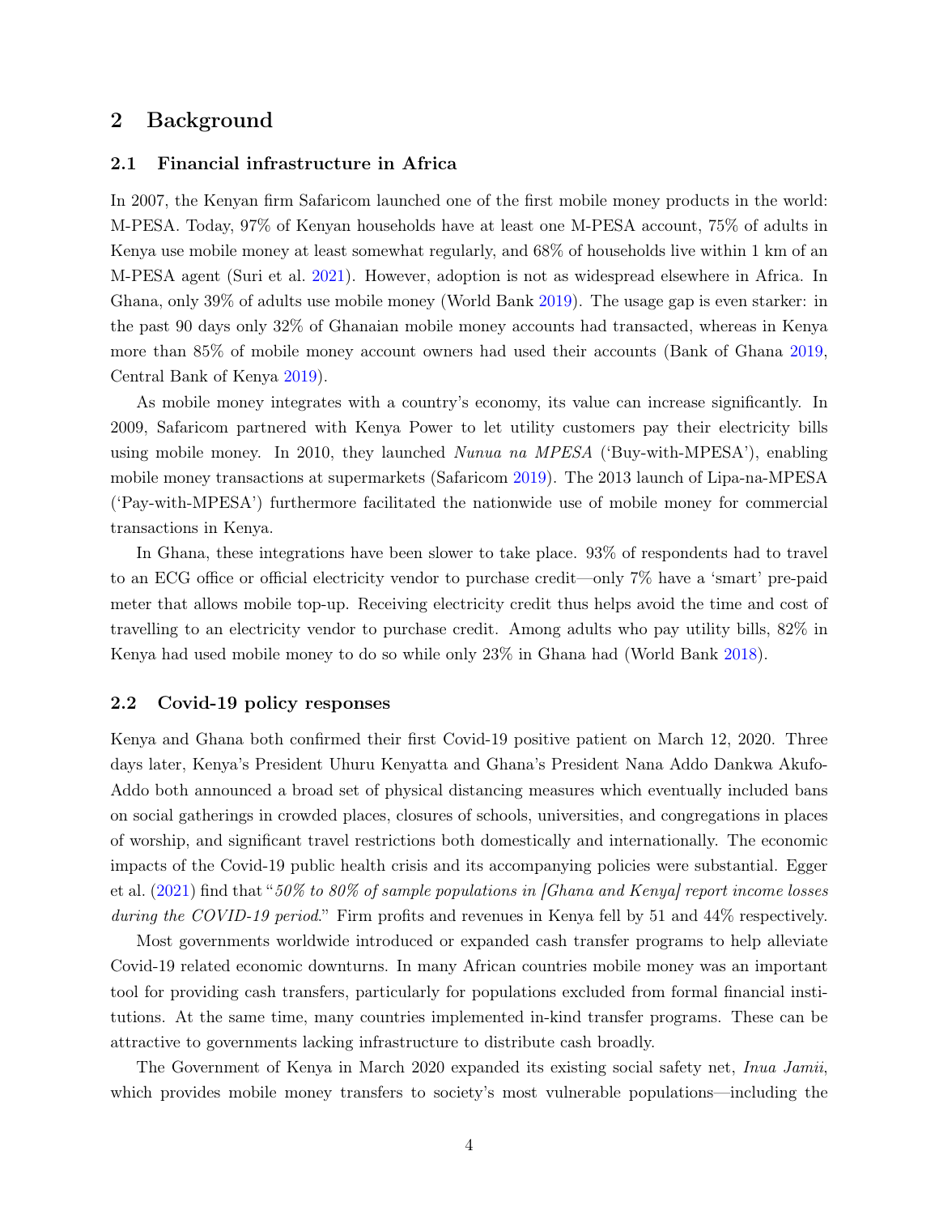## 2 Background

### 2.1 Financial infrastructure in Africa

In 2007, the Kenyan firm Safaricom launched one of the first mobile money products in the world: M-PESA. Today, 97% of Kenyan households have at least one M-PESA account, 75% of adults in Kenya use mobile money at least somewhat regularly, and 68% of households live within 1 km of an M-PESA agent (Suri et al. 2021). However, adoption is not as widespread elsewhere in Africa. In Ghana, only 39% of adults use mobile money (World Bank 2019). The usage gap is even starker: in the past 90 days only 32% of Ghanaian mobile money accounts had transacted, whereas in Kenya more than 85% of mobile money account owners had used their accounts (Bank of Ghana 2019, Central Bank of Kenya 2019).

As mobile money integrates with a country's economy, its value can increase significantly. In 2009, Safaricom partnered with Kenya Power to let utility customers pay their electricity bills using mobile money. In 2010, they launched *Nunua na MPESA* ('Buy-with-MPESA'), enabling mobile money transactions at supermarkets (Safaricom 2019). The 2013 launch of Lipa-na-MPESA ('Pay-with-MPESA') furthermore facilitated the nationwide use of mobile money for commercial transactions in Kenya.

In Ghana, these integrations have been slower to take place. 93% of respondents had to travel to an ECG office or official electricity vendor to purchase credit—only 7% have a 'smart' pre-paid meter that allows mobile top-up. Receiving electricity credit thus helps avoid the time and cost of travelling to an electricity vendor to purchase credit. Among adults who pay utility bills, 82% in Kenya had used mobile money to do so while only 23% in Ghana had (World Bank 2018).

### 2.2 Covid-19 policy responses

Kenya and Ghana both confirmed their first Covid-19 positive patient on March 12, 2020. Three days later, Kenya's President Uhuru Kenyatta and Ghana's President Nana Addo Dankwa Akufo-Addo both announced a broad set of physical distancing measures which eventually included bans on social gatherings in crowded places, closures of schools, universities, and congregations in places of worship, and significant travel restrictions both domestically and internationally. The economic impacts of the Covid-19 public health crisis and its accompanying policies were substantial. Egger et al. (2021) find that "*50% to 80% of sample populations in [Ghana and Kenya] report income losses during the COVID-19 period*." Firm profits and revenues in Kenya fell by 51 and 44% respectively.

Most governments worldwide introduced or expanded cash transfer programs to help alleviate Covid-19 related economic downturns. In many African countries mobile money was an important tool for providing cash transfers, particularly for populations excluded from formal financial institutions. At the same time, many countries implemented in-kind transfer programs. These can be attractive to governments lacking infrastructure to distribute cash broadly.

The Government of Kenya in March 2020 expanded its existing social safety net, *Inua Jamii*, which provides mobile money transfers to society's most vulnerable populations—including the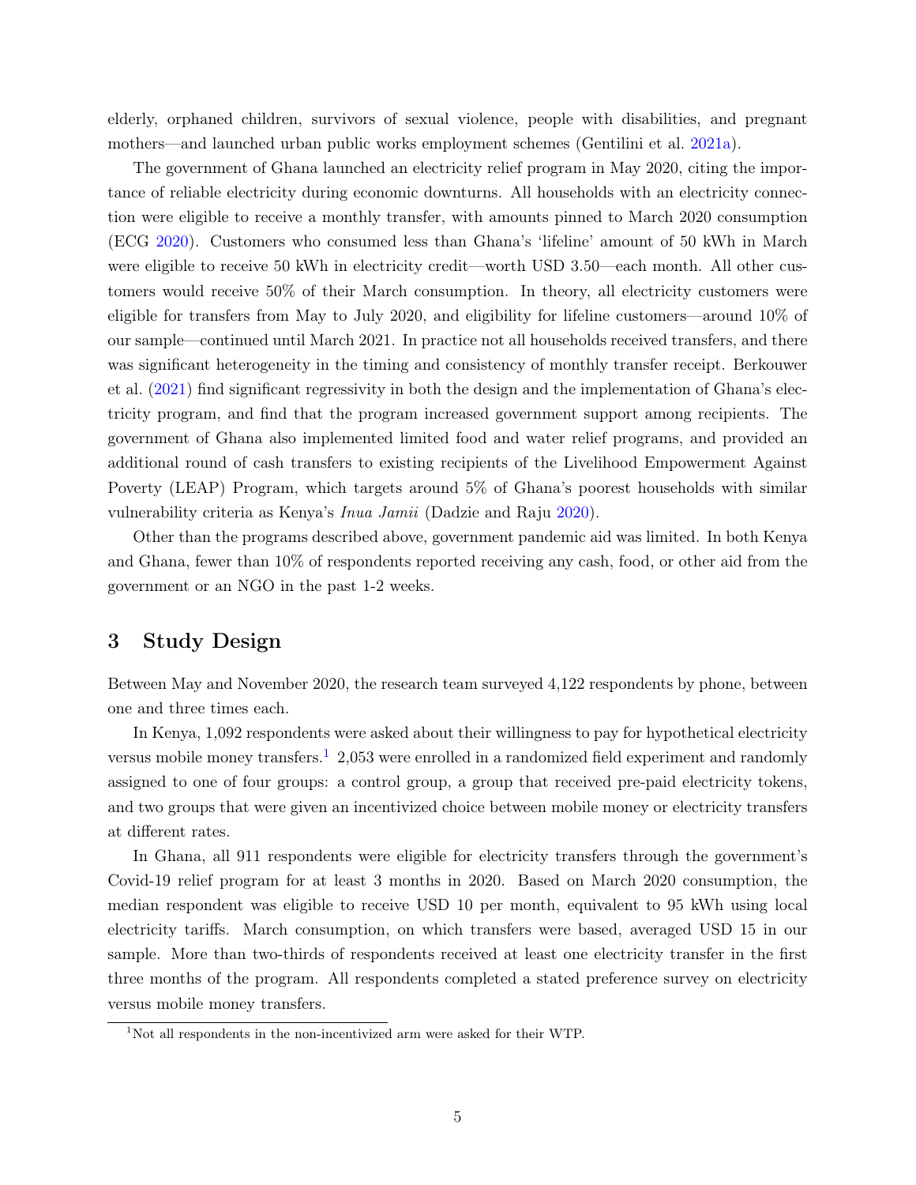elderly, orphaned children, survivors of sexual violence, people with disabilities, and pregnant mothers—and launched urban public works employment schemes (Gentilini et al. 2021a).

The government of Ghana launched an electricity relief program in May 2020, citing the importance of reliable electricity during economic downturns. All households with an electricity connection were eligible to receive a monthly transfer, with amounts pinned to March 2020 consumption (ECG 2020). Customers who consumed less than Ghana's 'lifeline' amount of 50 kWh in March were eligible to receive 50 kWh in electricity credit—worth USD 3.50—each month. All other customers would receive 50% of their March consumption. In theory, all electricity customers were eligible for transfers from May to July 2020, and eligibility for lifeline customers—around 10% of our sample—continued until March 2021. In practice not all households received transfers, and there was significant heterogeneity in the timing and consistency of monthly transfer receipt. Berkouwer et al. (2021) find significant regressivity in both the design and the implementation of Ghana's electricity program, and find that the program increased government support among recipients. The government of Ghana also implemented limited food and water relief programs, and provided an additional round of cash transfers to existing recipients of the Livelihood Empowerment Against Poverty (LEAP) Program, which targets around 5% of Ghana's poorest households with similar vulnerability criteria as Kenya's *Inua Jamii* (Dadzie and Raju 2020).

Other than the programs described above, government pandemic aid was limited. In both Kenya and Ghana, fewer than 10% of respondents reported receiving any cash, food, or other aid from the government or an NGO in the past 1-2 weeks.

## 3 Study Design

Between May and November 2020, the research team surveyed 4,122 respondents by phone, between one and three times each.

In Kenya, 1,092 respondents were asked about their willingness to pay for hypothetical electricity versus mobile money transfers.[1] 2,053 were enrolled in a randomized field experiment and randomly assigned to one of four groups: a control group, a group that received pre-paid electricity tokens, and two groups that were given an incentivized choice between mobile money or electricity transfers at different rates.

In Ghana, all 911 respondents were eligible for electricity transfers through the government's Covid-19 relief program for at least 3 months in 2020. Based on March 2020 consumption, the median respondent was eligible to receive USD 10 per month, equivalent to 95 kWh using local electricity tariffs. March consumption, on which transfers were based, averaged USD 15 in our sample. More than two-thirds of respondents received at least one electricity transfer in the first three months of the program. All respondents completed a stated preference survey on electricity versus mobile money transfers.

[1] Not all respondents in the non-incentivized arm were asked for their WTP.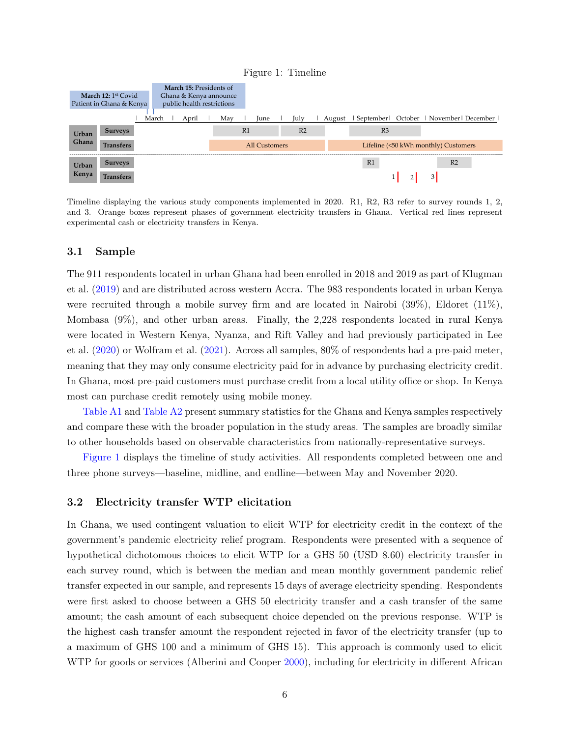Figure 1: Timeline

Timeline displaying the various study components implemented in 2020. R1, R2, R3 refer to survey rounds 1, 2, and 3. Orange boxes represent phases of government electricity transfers in Ghana. Vertical red lines represent experimental cash or electricity transfers in Kenya.

### 3.1 Sample

The 911 respondents located in urban Ghana had been enrolled in 2018 and 2019 as part of Klugman et al. (2019) and are distributed across western Accra. The 983 respondents located in urban Kenya were recruited through a mobile survey firm and are located in Nairobi (39%), Eldoret (11%), Mombasa (9%), and other urban areas. Finally, the 2,228 respondents located in rural Kenya were located in Western Kenya, Nyanza, and Rift Valley and had previously participated in Lee et al. (2020) or Wolfram et al. (2021). Across all samples, 80% of respondents had a pre-paid meter, meaning that they may only consume electricity paid for in advance by purchasing electricity credit. In Ghana, most pre-paid customers must purchase credit from a local utility office or shop. In Kenya most can purchase credit remotely using mobile money.

Table A1 and Table A2 present summary statistics for the Ghana and Kenya samples respectively and compare these with the broader population in the study areas. The samples are broadly similar to other households based on observable characteristics from nationally-representative surveys.

Figure 1 displays the timeline of study activities. All respondents completed between one and three phone surveys—baseline, midline, and endline—between May and November 2020.

### 3.2 Electricity transfer WTP elicitation

In Ghana, we used contingent valuation to elicit WTP for electricity credit in the context of the government's pandemic electricity relief program. Respondents were presented with a sequence of hypothetical dichotomous choices to elicit WTP for a GHS 50 (USD 8.60) electricity transfer in each survey round, which is between the median and mean monthly government pandemic relief transfer expected in our sample, and represents 15 days of average electricity spending. Respondents were first asked to choose between a GHS 50 electricity transfer and a cash transfer of the same amount; the cash amount of each subsequent choice depended on the previous response. WTP is the highest cash transfer amount the respondent rejected in favor of the electricity transfer (up to a maximum of GHS 100 and a minimum of GHS 15). This approach is commonly used to elicit WTP for goods or services (Alberini and Cooper 2000), including for electricity in different African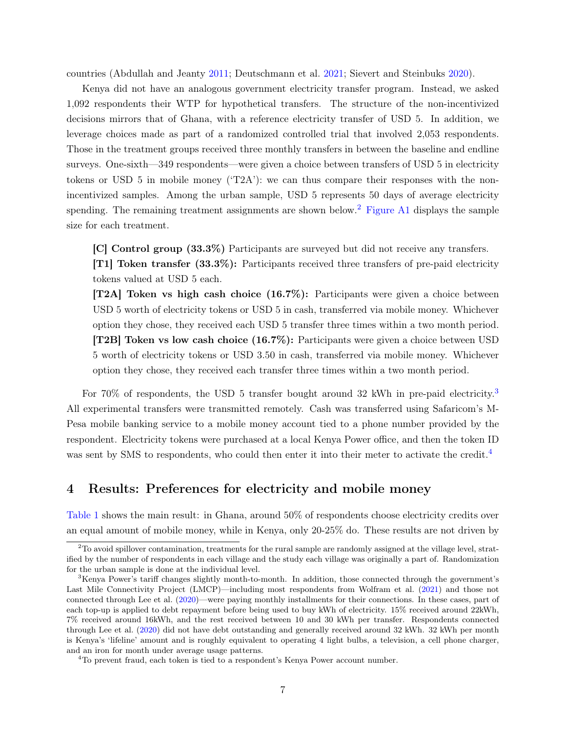countries (Abdullah and Jeanty 2011; Deutschmann et al. 2021; Sievert and Steinbuks 2020).

Kenya did not have an analogous government electricity transfer program. Instead, we asked 1,092 respondents their WTP for hypothetical transfers. The structure of the non-incentivized decisions mirrors that of Ghana, with a reference electricity transfer of USD 5. In addition, we leverage choices made as part of a randomized controlled trial that involved 2,053 respondents. Those in the treatment groups received three monthly transfers in between the baseline and endline surveys. One-sixth—349 respondents—were given a choice between transfers of USD 5 in electricity tokens or USD 5 in mobile money ('T2A'): we can thus compare their responses with the non-incentivized samples. Among the urban sample, USD 5 represents 50 days of average electricity spending. The remaining treatment assignments are shown below.[2] Figure A1 displays the sample size for each treatment.

**[C] Control group (33.3%)** Participants are surveyed but did not receive any transfers.

**[T1] Token transfer (33.3%):** Participants received three transfers of pre-paid electricity tokens valued at USD 5 each.

**[T2A] Token vs high cash choice (16.7%):** Participants were given a choice between USD 5 worth of electricity tokens or USD 5 in cash, transferred via mobile money. Whichever option they chose, they received each USD 5 transfer three times within a two month period.

**[T2B] Token vs low cash choice (16.7%):** Participants were given a choice between USD 5 worth of electricity tokens or USD 3.50 in cash, transferred via mobile money. Whichever option they chose, they received each transfer three times within a two month period.

For 70% of respondents, the USD 5 transfer bought around 32 kWh in pre-paid electricity.[3] All experimental transfers were transmitted remotely. Cash was transferred using Safaricom's M-Pesa mobile banking service to a mobile money account tied to a phone number provided by the respondent. Electricity tokens were purchased at a local Kenya Power office, and then the token ID was sent by SMS to respondents, who could then enter it into their meter to activate the credit.[4]

# 4 Results: Preferences for electricity and mobile money

Table 1 shows the main result: in Ghana, around 50% of respondents choose electricity credits over an equal amount of mobile money, while in Kenya, only 20-25% do. These results are not driven by

---

[2] To avoid spillover contamination, treatments for the rural sample are randomly assigned at the village level, stratified by the number of respondents in each village and the study each village was originally a part of. Randomization for the urban sample is done at the individual level.

[3] Kenya Power's tariff changes slightly month-to-month. In addition, those connected through the government's Last Mile Connectivity Project (LMCP)—including most respondents from Wolfram et al. (2021) and those not connected through Lee et al. (2020)—were paying monthly installments for their connections. In these cases, part of each top-up is applied to debt repayment before being used to buy kWh of electricity. 15% received around 22kWh, 7% received around 16kWh, and the rest received between 10 and 30 kWh per transfer. Respondents connected through Lee et al. (2020) did not have debt outstanding and generally received around 32 kWh. 32 kWh per month is Kenya's 'lifeline' amount and is roughly equivalent to operating 4 light bulbs, a television, a cell phone charger, and an iron for month under average usage patterns.

[4] To prevent fraud, each token is tied to a respondent's Kenya Power account number.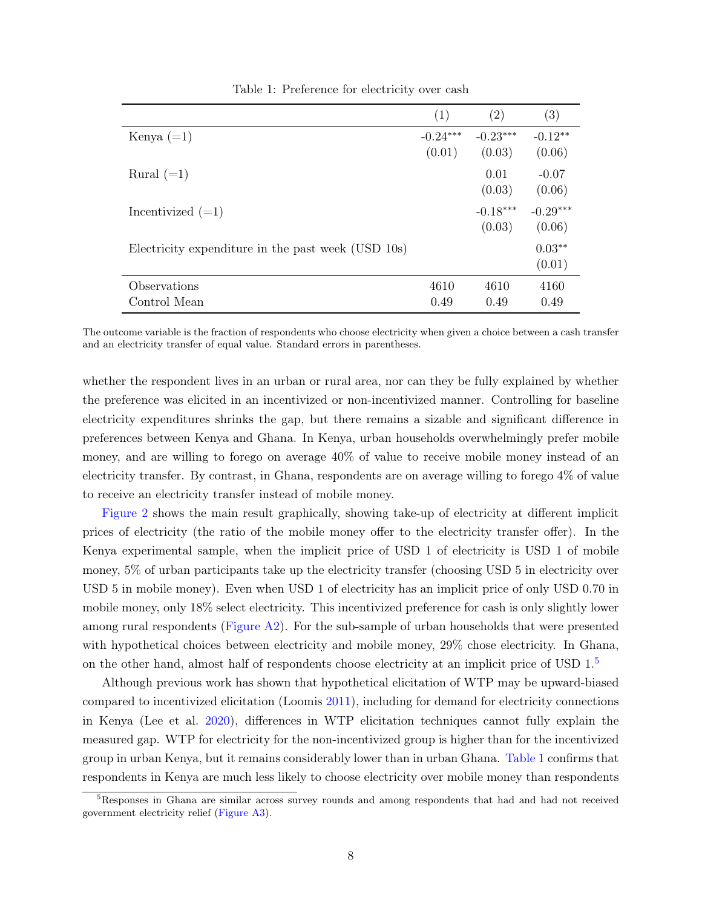Table 1: Preference for electricity over cash

| | (1) | (2) | (3) |
|---|---|---|---|
| Kenya (=1) | -0.24*** | -0.23*** | -0.12** |
| | (0.01) | (0.03) | (0.06) |
| Rural (=1) | | 0.01 | -0.07 |
| | | (0.03) | (0.06) |
| Incentivized (=1) | | -0.18*** | -0.29*** |
| | | (0.03) | (0.06) |
| Electricity expenditure in the past week (USD 10s) | | | 0.03** |
| | | | (0.01) |
| Observations | 4610 | 4610 | 4160 |
| Control Mean | 0.49 | 0.49 | 0.49 |

The outcome variable is the fraction of respondents who choose electricity when given a choice between a cash transfer and an electricity transfer of equal value. Standard errors in parentheses.

whether the respondent lives in an urban or rural area, nor can they be fully explained by whether the preference was elicited in an incentivized or non-incentivized manner. Controlling for baseline electricity expenditures shrinks the gap, but there remains a sizable and significant difference in preferences between Kenya and Ghana. In Kenya, urban households overwhelmingly prefer mobile money, and are willing to forego on average 40% of value to receive mobile money instead of an electricity transfer. By contrast, in Ghana, respondents are on average willing to forego 4% of value to receive an electricity transfer instead of mobile money.

Figure 2 shows the main result graphically, showing take-up of electricity at different implicit prices of electricity (the ratio of the mobile money offer to the electricity transfer offer). In the Kenya experimental sample, when the implicit price of USD 1 of electricity is USD 1 of mobile money, 5% of urban participants take up the electricity transfer (choosing USD 5 in electricity over USD 5 in mobile money). Even when USD 1 of electricity has an implicit price of only USD 0.70 in mobile money, only 18% select electricity. This incentivized preference for cash is only slightly lower among rural respondents (Figure A2). For the sub-sample of urban households that were presented with hypothetical choices between electricity and mobile money, 29% chose electricity. In Ghana, on the other hand, almost half of respondents choose electricity at an implicit price of USD 1.[5]

Although previous work has shown that hypothetical elicitation of WTP may be upward-biased compared to incentivized elicitation (Loomis 2011), including for demand for electricity connections in Kenya (Lee et al. 2020), differences in WTP elicitation techniques cannot fully explain the measured gap. WTP for electricity for the non-incentivized group is higher than for the incentivized group in urban Kenya, but it remains considerably lower than in urban Ghana. Table 1 confirms that respondents in Kenya are much less likely to choose electricity over mobile money than respondents

[5]Responses in Ghana are similar across survey rounds and among respondents that had and had not received government electricity relief (Figure A3).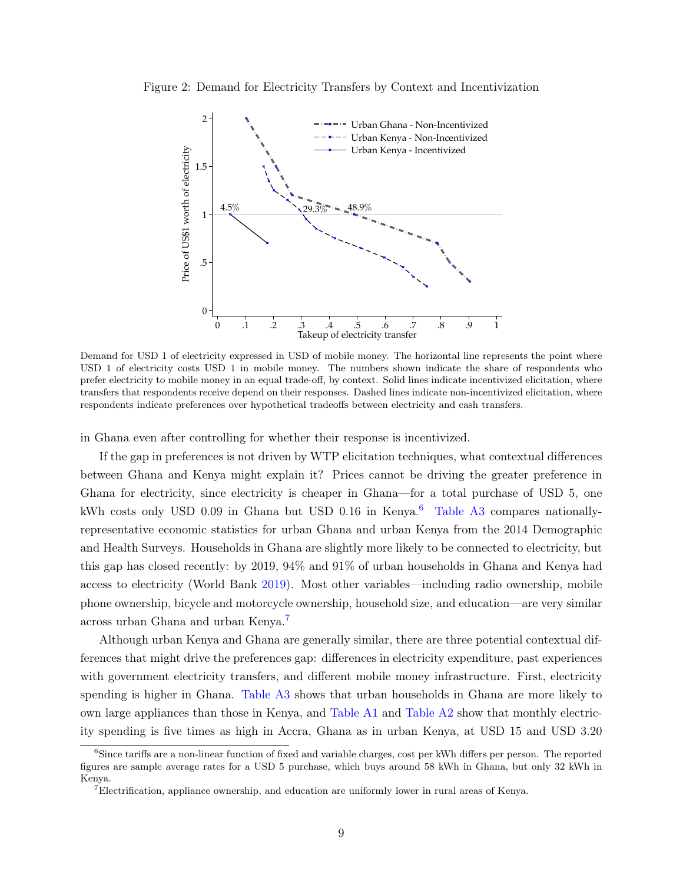Figure 2: Demand for Electricity Transfers by Context and Incentivization

Demand for USD 1 of electricity expressed in USD of mobile money. The horizontal line represents the point where USD 1 of electricity costs USD 1 in mobile money. The numbers shown indicate the share of respondents who prefer electricity to mobile money in an equal trade-off, by context. Solid lines indicate incentivized elicitation, where transfers that respondents receive depend on their responses. Dashed lines indicate non-incentivized elicitation, where respondents indicate preferences over hypothetical tradeoffs between electricity and cash transfers.

in Ghana even after controlling for whether their response is incentivized.

If the gap in preferences is not driven by WTP elicitation techniques, what contextual differences between Ghana and Kenya might explain it? Prices cannot be driving the greater preference in Ghana for electricity, since electricity is cheaper in Ghana—for a total purchase of USD 5, one kWh costs only USD 0.09 in Ghana but USD 0.16 in Kenya.[6] Table A3 compares nationally-representative economic statistics for urban Ghana and urban Kenya from the 2014 Demographic and Health Surveys. Households in Ghana are slightly more likely to be connected to electricity, but this gap has closed recently: by 2019, 94% and 91% of urban households in Ghana and Kenya had access to electricity (World Bank 2019). Most other variables—including radio ownership, mobile phone ownership, bicycle and motorcycle ownership, household size, and education—are very similar across urban Ghana and urban Kenya.[7]

Although urban Kenya and Ghana are generally similar, there are three potential contextual differences that might drive the preferences gap: differences in electricity expenditure, past experiences with government electricity transfers, and different mobile money infrastructure. First, electricity spending is higher in Ghana. Table A3 shows that urban households in Ghana are more likely to own large appliances than those in Kenya, and Table A1 and Table A2 show that monthly electricity spending is five times as high in Accra, Ghana as in urban Kenya, at USD 15 and USD 3.20

[6] Since tariffs are a non-linear function of fixed and variable charges, cost per kWh differs per person. The reported figures are sample average rates for a USD 5 purchase, which buys around 58 kWh in Ghana, but only 32 kWh in Kenya.

[7] Electrification, appliance ownership, and education are uniformly lower in rural areas of Kenya.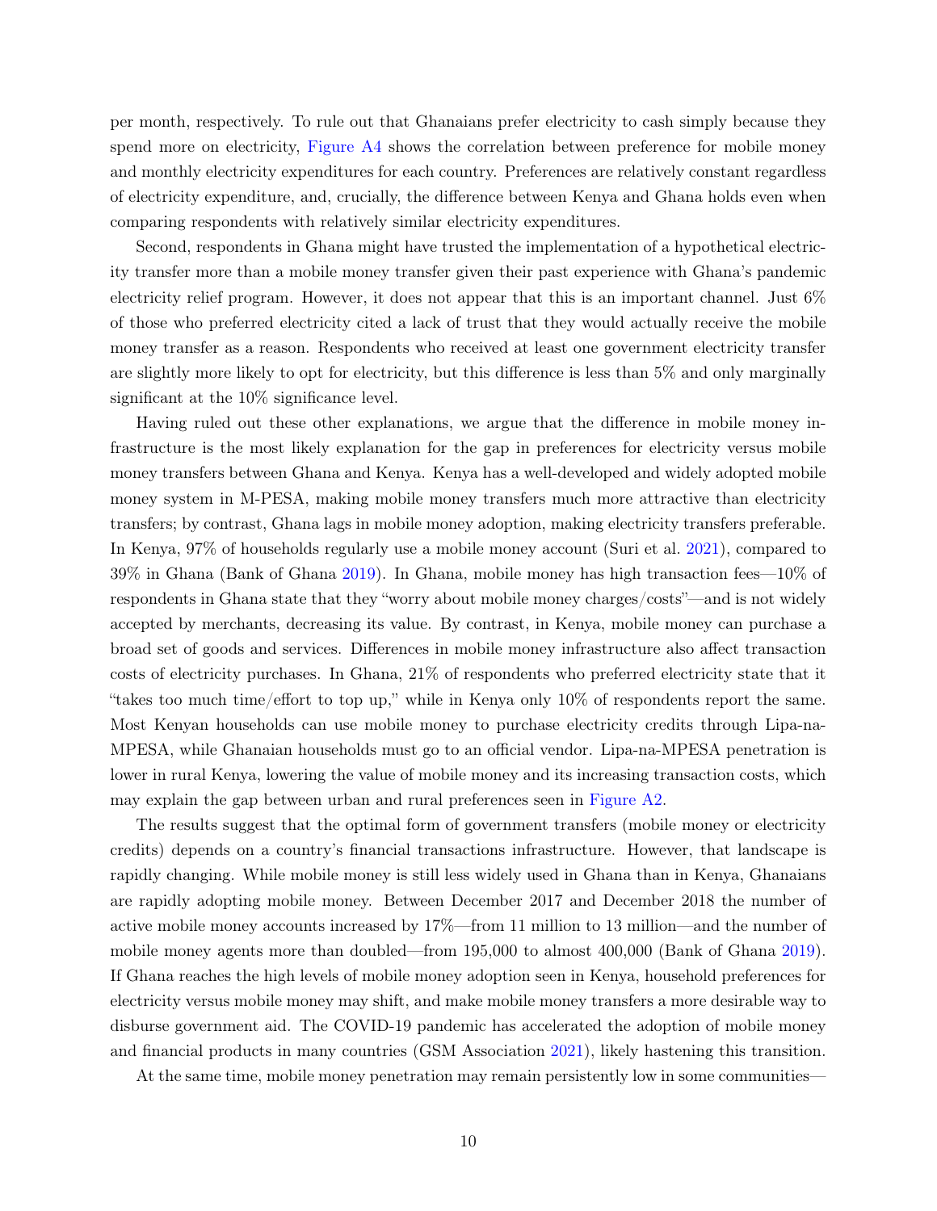per month, respectively. To rule out that Ghanaians prefer electricity to cash simply because they spend more on electricity, Figure A4 shows the correlation between preference for mobile money and monthly electricity expenditures for each country. Preferences are relatively constant regardless of electricity expenditure, and, crucially, the difference between Kenya and Ghana holds even when comparing respondents with relatively similar electricity expenditures.

Second, respondents in Ghana might have trusted the implementation of a hypothetical electricity transfer more than a mobile money transfer given their past experience with Ghana's pandemic electricity relief program. However, it does not appear that this is an important channel. Just 6% of those who preferred electricity cited a lack of trust that they would actually receive the mobile money transfer as a reason. Respondents who received at least one government electricity transfer are slightly more likely to opt for electricity, but this difference is less than 5% and only marginally significant at the 10% significance level.

Having ruled out these other explanations, we argue that the difference in mobile money infrastructure is the most likely explanation for the gap in preferences for electricity versus mobile money transfers between Ghana and Kenya. Kenya has a well-developed and widely adopted mobile money system in M-PESA, making mobile money transfers much more attractive than electricity transfers; by contrast, Ghana lags in mobile money adoption, making electricity transfers preferable. In Kenya, 97% of households regularly use a mobile money account (Suri et al. 2021), compared to 39% in Ghana (Bank of Ghana 2019). In Ghana, mobile money has high transaction fees—10% of respondents in Ghana state that they "worry about mobile money charges/costs"—and is not widely accepted by merchants, decreasing its value. By contrast, in Kenya, mobile money can purchase a broad set of goods and services. Differences in mobile money infrastructure also affect transaction costs of electricity purchases. In Ghana, 21% of respondents who preferred electricity state that it "takes too much time/effort to top up," while in Kenya only 10% of respondents report the same. Most Kenyan households can use mobile money to purchase electricity credits through Lipa-na-MPESA, while Ghanaian households must go to an official vendor. Lipa-na-MPESA penetration is lower in rural Kenya, lowering the value of mobile money and its increasing transaction costs, which may explain the gap between urban and rural preferences seen in Figure A2.

The results suggest that the optimal form of government transfers (mobile money or electricity credits) depends on a country's financial transactions infrastructure. However, that landscape is rapidly changing. While mobile money is still less widely used in Ghana than in Kenya, Ghanaians are rapidly adopting mobile money. Between December 2017 and December 2018 the number of active mobile money accounts increased by 17%—from 11 million to 13 million—and the number of mobile money agents more than doubled—from 195,000 to almost 400,000 (Bank of Ghana 2019). If Ghana reaches the high levels of mobile money adoption seen in Kenya, household preferences for electricity versus mobile money may shift, and make mobile money transfers a more desirable way to disburse government aid. The COVID-19 pandemic has accelerated the adoption of mobile money and financial products in many countries (GSM Association 2021), likely hastening this transition.

At the same time, mobile money penetration may remain persistently low in some communities—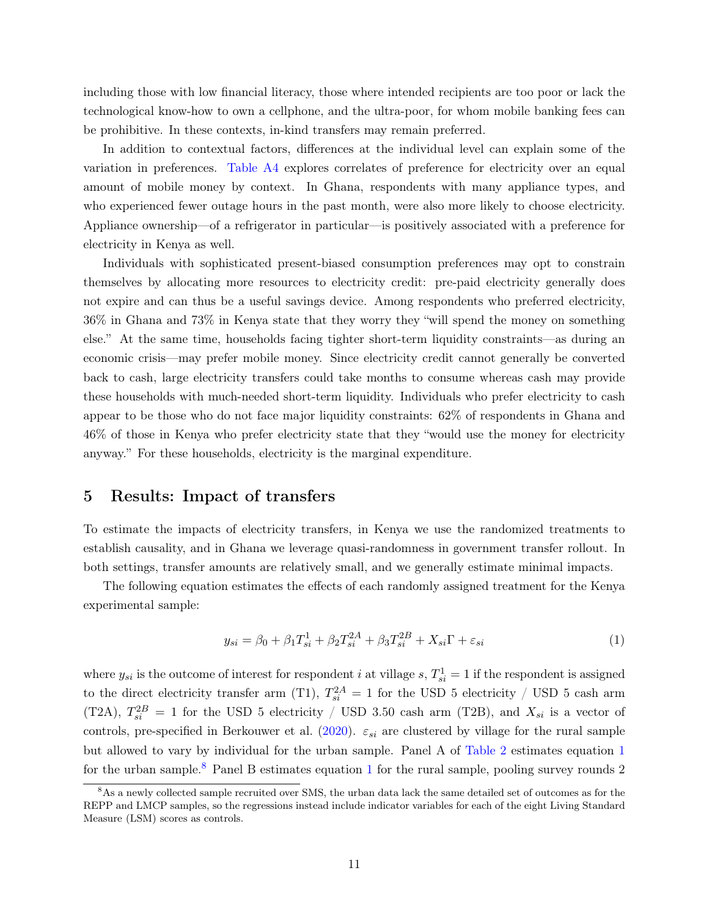including those with low financial literacy, those where intended recipients are too poor or lack the technological know-how to own a cellphone, and the ultra-poor, for whom mobile banking fees can be prohibitive. In these contexts, in-kind transfers may remain preferred.

In addition to contextual factors, differences at the individual level can explain some of the variation in preferences. Table A4 explores correlates of preference for electricity over an equal amount of mobile money by context. In Ghana, respondents with many appliance types, and who experienced fewer outage hours in the past month, were also more likely to choose electricity. Appliance ownership—of a refrigerator in particular—is positively associated with a preference for electricity in Kenya as well.

Individuals with sophisticated present-biased consumption preferences may opt to constrain themselves by allocating more resources to electricity credit: pre-paid electricity generally does not expire and can thus be a useful savings device. Among respondents who preferred electricity, 36% in Ghana and 73% in Kenya state that they worry they "will spend the money on something else." At the same time, households facing tighter short-term liquidity constraints—as during an economic crisis—may prefer mobile money. Since electricity credit cannot generally be converted back to cash, large electricity transfers could take months to consume whereas cash may provide these households with much-needed short-term liquidity. Individuals who prefer electricity to cash appear to be those who do not face major liquidity constraints: 62% of respondents in Ghana and 46% of those in Kenya who prefer electricity state that they "would use the money for electricity anyway." For these households, electricity is the marginal expenditure.

## 5 Results: Impact of transfers

To estimate the impacts of electricity transfers, in Kenya we use the randomized treatments to establish causality, and in Ghana we leverage quasi-randomness in government transfer rollout. In both settings, transfer amounts are relatively small, and we generally estimate minimal impacts.

The following equation estimates the effects of each randomly assigned treatment for the Kenya experimental sample:

$$y_{si} = \beta_0 + \beta_1 T^1_{si} + \beta_2 T^{2A}_{si} + \beta_3 T^{2B}_{si} + X_{si}\Gamma + \varepsilon_{si} \tag{1}$$

where $y_{si}$ is the outcome of interest for respondent $i$ at village $s$, $T^1_{si} = 1$ if the respondent is assigned to the direct electricity transfer arm (T1), $T^{2A}_{si} = 1$ for the USD 5 electricity / USD 5 cash arm (T2A), $T^{2B}_{si} = 1$ for the USD 5 electricity / USD 3.50 cash arm (T2B), and $X_{si}$ is a vector of controls, pre-specified in Berkouwer et al. (2020). $\varepsilon_{si}$ are clustered by village for the rural sample but allowed to vary by individual for the urban sample. Panel A of Table 2 estimates equation 1 for the urban sample.[8] Panel B estimates equation 1 for the rural sample, pooling survey rounds 2

[8] As a newly collected sample recruited over SMS, the urban data lack the same detailed set of outcomes as for the REPP and LMCP samples, so the regressions instead include indicator variables for each of the eight Living Standard Measure (LSM) scores as controls.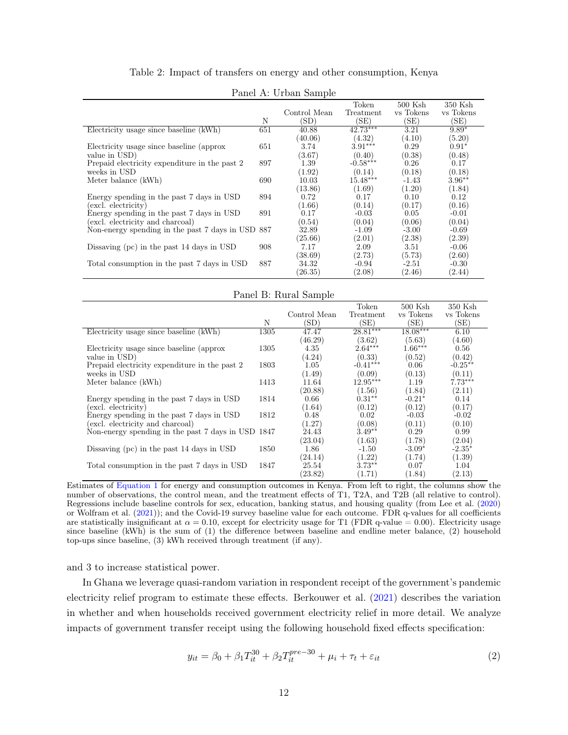Table 2: Impact of transfers on energy and other consumption, Kenya

Panel A: Urban Sample

| | N | Control Mean (SD) | Token Treatment (SE) | 500 Ksh vs Tokens (SE) | 350 Ksh vs Tokens (SE) |
|---|---|---|---|---|---|
| Electricity usage since baseline (kWh) | 651 | 40.88 | 42.73*** | 3.21 | 9.89* |
| | | (40.06) | (4.32) | (4.10) | (5.20) |
| Electricity usage since baseline (approx value in USD) | 651 | 3.74 | 3.91*** | 0.29 | 0.91* |
| | | (3.67) | (0.40) | (0.38) | (0.48) |
| Prepaid electricity expenditure in the past 2 weeks in USD | 897 | 1.39 | -0.58*** | 0.26 | 0.17 |
| | | (1.92) | (0.14) | (0.18) | (0.18) |
| Meter balance (kWh) | 690 | 10.03 | 15.48*** | -1.43 | 3.96** |
| | | (13.86) | (1.69) | (1.20) | (1.84) |
| Energy spending in the past 7 days in USD (excl. electricity) | 894 | 0.72 | 0.17 | 0.10 | 0.12 |
| | | (1.66) | (0.14) | (0.17) | (0.16) |
| Energy spending in the past 7 days in USD (excl. electricity and charcoal) | 891 | 0.17 | -0.03 | 0.05 | -0.01 |
| | | (0.54) | (0.04) | (0.06) | (0.04) |
| Non-energy spending in the past 7 days in USD | 887 | 32.89 | -1.09 | -3.00 | -0.69 |
| | | (25.66) | (2.01) | (2.38) | (2.39) |
| Dissaving (pc) in the past 14 days in USD | 908 | 7.17 | 2.09 | 3.51 | -0.06 |
| | | (38.69) | (2.73) | (5.73) | (2.60) |
| Total consumption in the past 7 days in USD | 887 | 34.32 | -0.94 | -2.51 | -0.30 |
| | | (26.35) | (2.08) | (2.46) | (2.44) |

Panel B: Rural Sample

| | N | Control Mean (SD) | Token Treatment (SE) | 500 Ksh vs Tokens (SE) | 350 Ksh vs Tokens (SE) |
|---|---|---|---|---|---|
| Electricity usage since baseline (kWh) | 1305 | 47.47 | 28.81*** | 18.08*** | 6.10 |
| | | (46.29) | (3.62) | (5.63) | (4.60) |
| Electricity usage since baseline (approx value in USD) | 1305 | 4.35 | 2.64*** | 1.66*** | 0.56 |
| | | (4.24) | (0.33) | (0.52) | (0.42) |
| Prepaid electricity expenditure in the past 2 weeks in USD | 1803 | 1.05 | -0.41*** | 0.06 | -0.25** |
| | | (1.49) | (0.09) | (0.13) | (0.11) |
| Meter balance (kWh) | 1413 | 11.64 | 12.95*** | 1.19 | 7.73*** |
| | | (20.88) | (1.56) | (1.84) | (2.11) |
| Energy spending in the past 7 days in USD (excl. electricity) | 1814 | 0.66 | 0.31** | -0.21* | 0.14 |
| | | (1.64) | (0.12) | (0.12) | (0.17) |
| Energy spending in the past 7 days in USD (excl. electricity and charcoal) | 1812 | 0.48 | 0.02 | -0.03 | -0.02 |
| | | (1.27) | (0.08) | (0.11) | (0.10) |
| Non-energy spending in the past 7 days in USD | 1847 | 24.43 | 3.49** | 0.29 | 0.99 |
| | | (23.04) | (1.63) | (1.78) | (2.04) |
| Dissaving (pc) in the past 14 days in USD | 1850 | 1.86 | -1.50 | -3.09* | -2.35* |
| | | (24.14) | (1.22) | (1.74) | (1.39) |
| Total consumption in the past 7 days in USD | 1847 | 25.54 | 3.73** | 0.07 | 1.04 |
| | | (23.82) | (1.71) | (1.84) | (2.13) |

Estimates of Equation 1 for energy and consumption outcomes in Kenya. From left to right, the columns show the number of observations, the control mean, and the treatment effects of T1, T2A, and T2B (all relative to control). Regressions include baseline controls for sex, education, banking status, and housing quality (from Lee et al. (2020) or Wolfram et al. (2021)); and the Covid-19 survey baseline value for each outcome. FDR q-values for all coefficients are statistically insignificant at $\alpha = 0.10$, except for electricity usage for T1 (FDR q-value = 0.00). Electricity usage since baseline (kWh) is the sum of (1) the difference between baseline and endline meter balance, (2) household top-ups since baseline, (3) kWh received through treatment (if any).

and 3 to increase statistical power.

In Ghana we leverage quasi-random variation in respondent receipt of the government's pandemic electricity relief program to estimate these effects. Berkouwer et al. (2021) describes the variation in whether and when households received government electricity relief in more detail. We analyze impacts of government transfer receipt using the following household fixed effects specification:

$$y_{it} = \beta_0 + \beta_1 T_{it}^{30} + \beta_2 T_{it}^{pre-30} + \mu_i + \tau_t + \varepsilon_{it} \tag{2}$$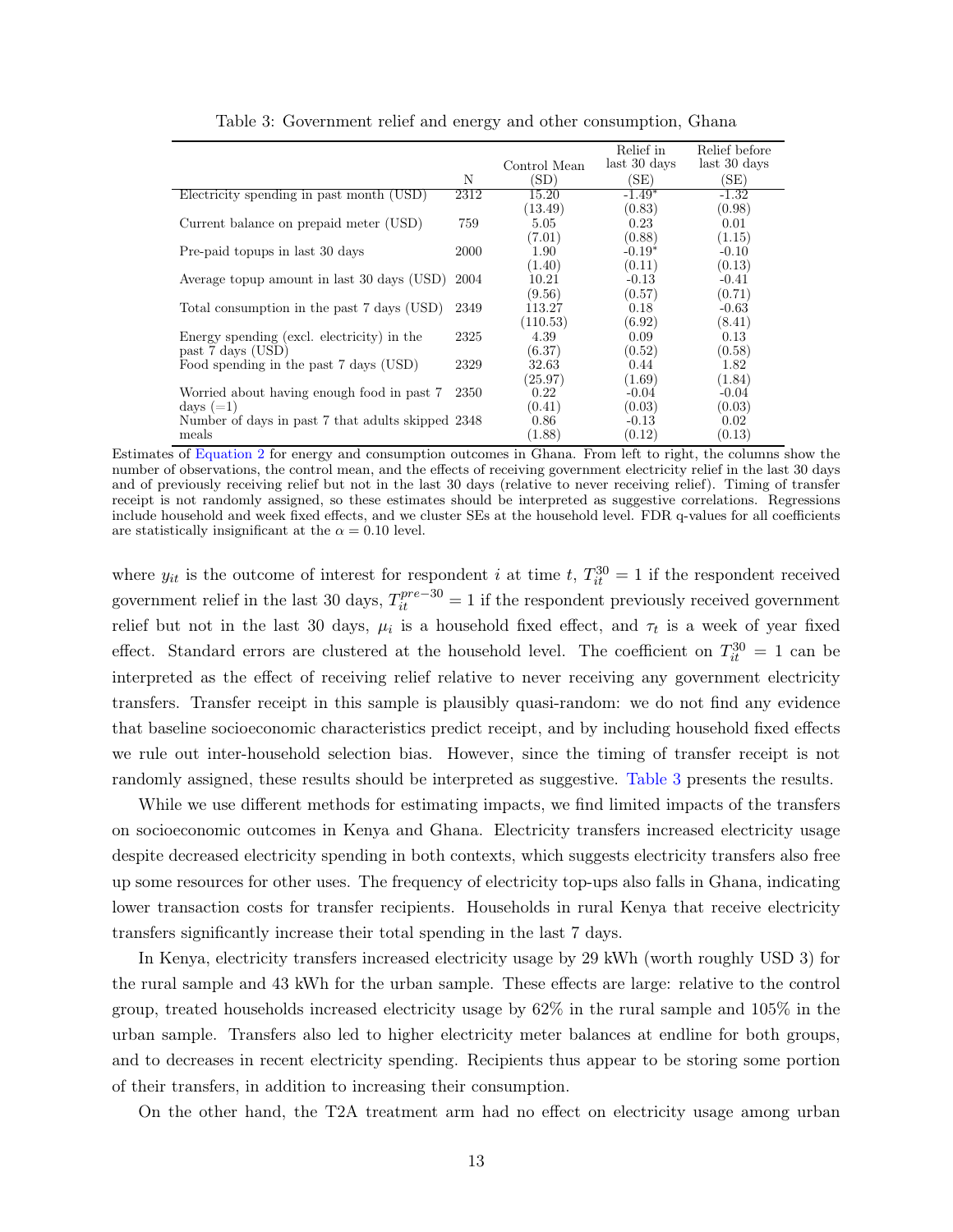Table 3: Government relief and energy and other consumption, Ghana

| | N | Control Mean (SD) | Relief in last 30 days (SE) | Relief before last 30 days (SE) |
|---|---|---|---|---|
| Electricity spending in past month (USD) | 2312 | 15.20 | -1.49* | -1.32 |
| | | (13.49) | (0.83) | (0.98) |
| Current balance on prepaid meter (USD) | 759 | 5.05 | 0.23 | 0.01 |
| | | (7.01) | (0.88) | (1.15) |
| Pre-paid topups in last 30 days | 2000 | 1.90 | -0.19* | -0.10 |
| | | (1.40) | (0.11) | (0.13) |
| Average topup amount in last 30 days (USD) | 2004 | 10.21 | -0.13 | -0.41 |
| | | (9.56) | (0.57) | (0.71) |
| Total consumption in the past 7 days (USD) | 2349 | 113.27 | 0.18 | -0.63 |
| | | (110.53) | (6.92) | (8.41) |
| Energy spending (excl. electricity) in the past 7 days (USD) | 2325 | 4.39 | 0.09 | 0.13 |
| | | (6.37) | (0.52) | (0.58) |
| Food spending in the past 7 days (USD) | 2329 | 32.63 | 0.44 | 1.82 |
| | | (25.97) | (1.69) | (1.84) |
| Worried about having enough food in past 7 days (=1) | 2350 | 0.22 | -0.04 | -0.04 |
| | | (0.41) | (0.03) | (0.03) |
| Number of days in past 7 that adults skipped meals | 2348 | 0.86 | -0.13 | 0.02 |
| | | (1.88) | (0.12) | (0.13) |

Estimates of Equation 2 for energy and consumption outcomes in Ghana. From left to right, the columns show the number of observations, the control mean, and the effects of receiving government electricity relief in the last 30 days and of previously receiving relief but not in the last 30 days (relative to never receiving relief). Timing of transfer receipt is not randomly assigned, so these estimates should be interpreted as suggestive correlations. Regressions include household and week fixed effects, and we cluster SEs at the household level. FDR q-values for all coefficients are statistically insignificant at the $\alpha = 0.10$ level.

where $y_{it}$ is the outcome of interest for respondent $i$ at time $t$, $T_{it}^{30} = 1$ if the respondent received government relief in the last 30 days, $T_{it}^{pre-30} = 1$ if the respondent previously received government relief but not in the last 30 days, $\mu_i$ is a household fixed effect, and $\tau_t$ is a week of year fixed effect. Standard errors are clustered at the household level. The coefficient on $T_{it}^{30} = 1$ can be interpreted as the effect of receiving relief relative to never receiving any government electricity transfers. Transfer receipt in this sample is plausibly quasi-random: we do not find any evidence that baseline socioeconomic characteristics predict receipt, and by including household fixed effects we rule out inter-household selection bias. However, since the timing of transfer receipt is not randomly assigned, these results should be interpreted as suggestive. Table 3 presents the results.

While we use different methods for estimating impacts, we find limited impacts of the transfers on socioeconomic outcomes in Kenya and Ghana. Electricity transfers increased electricity usage despite decreased electricity spending in both contexts, which suggests electricity transfers also free up some resources for other uses. The frequency of electricity top-ups also falls in Ghana, indicating lower transaction costs for transfer recipients. Households in rural Kenya that receive electricity transfers significantly increase their total spending in the last 7 days.

In Kenya, electricity transfers increased electricity usage by 29 kWh (worth roughly USD 3) for the rural sample and 43 kWh for the urban sample. These effects are large: relative to the control group, treated households increased electricity usage by 62% in the rural sample and 105% in the urban sample. Transfers also led to higher electricity meter balances at endline for both groups, and to decreases in recent electricity spending. Recipients thus appear to be storing some portion of their transfers, in addition to increasing their consumption.

On the other hand, the T2A treatment arm had no effect on electricity usage among urban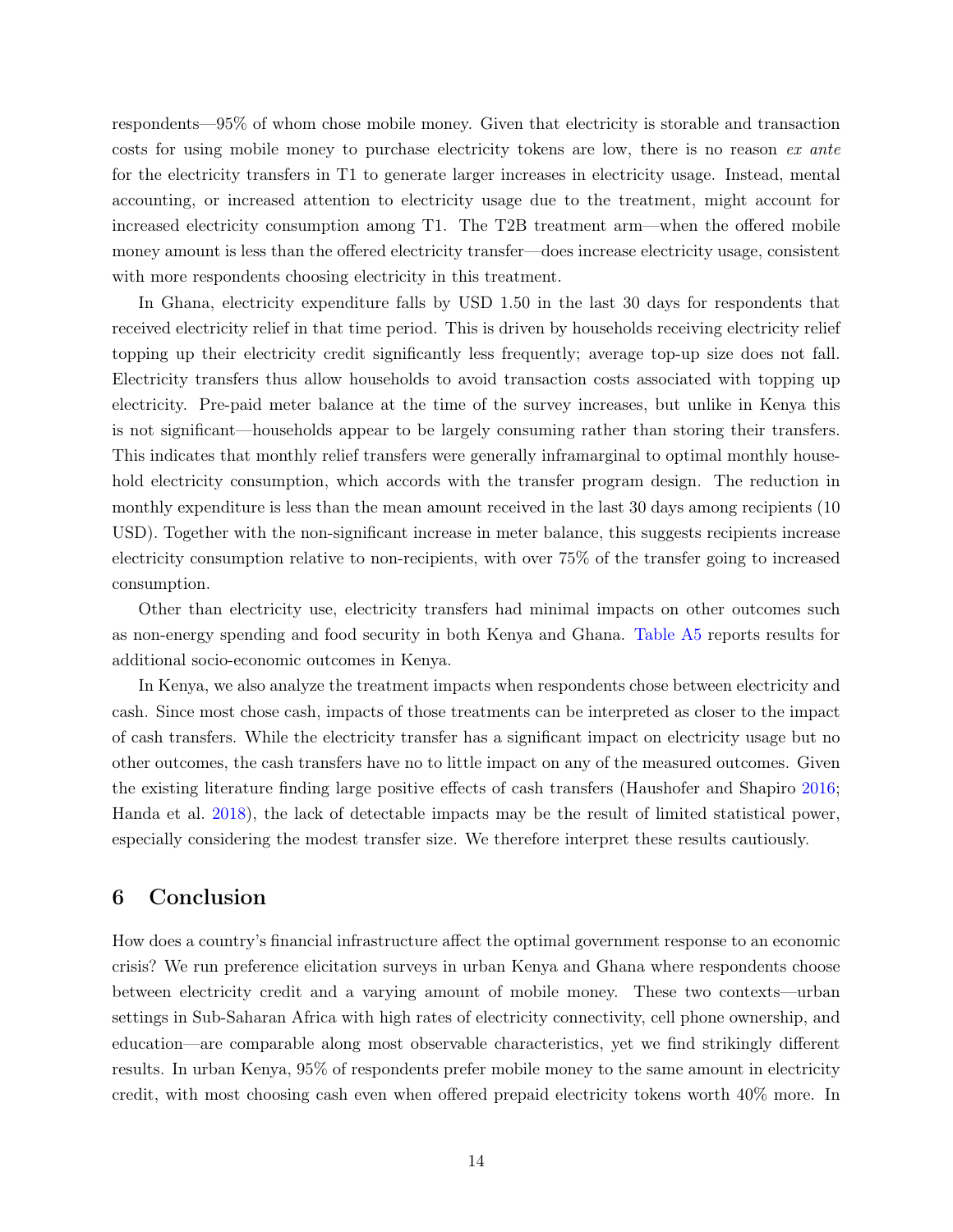respondents—95% of whom chose mobile money. Given that electricity is storable and transaction costs for using mobile money to purchase electricity tokens are low, there is no reason *ex ante* for the electricity transfers in T1 to generate larger increases in electricity usage. Instead, mental accounting, or increased attention to electricity usage due to the treatment, might account for increased electricity consumption among T1. The T2B treatment arm—when the offered mobile money amount is less than the offered electricity transfer—does increase electricity usage, consistent with more respondents choosing electricity in this treatment.

In Ghana, electricity expenditure falls by USD 1.50 in the last 30 days for respondents that received electricity relief in that time period. This is driven by households receiving electricity relief topping up their electricity credit significantly less frequently; average top-up size does not fall. Electricity transfers thus allow households to avoid transaction costs associated with topping up electricity. Pre-paid meter balance at the time of the survey increases, but unlike in Kenya this is not significant—households appear to be largely consuming rather than storing their transfers. This indicates that monthly relief transfers were generally inframarginal to optimal monthly household electricity consumption, which accords with the transfer program design. The reduction in monthly expenditure is less than the mean amount received in the last 30 days among recipients (10 USD). Together with the non-significant increase in meter balance, this suggests recipients increase electricity consumption relative to non-recipients, with over 75% of the transfer going to increased consumption.

Other than electricity use, electricity transfers had minimal impacts on other outcomes such as non-energy spending and food security in both Kenya and Ghana. Table A5 reports results for additional socio-economic outcomes in Kenya.

In Kenya, we also analyze the treatment impacts when respondents chose between electricity and cash. Since most chose cash, impacts of those treatments can be interpreted as closer to the impact of cash transfers. While the electricity transfer has a significant impact on electricity usage but no other outcomes, the cash transfers have no to little impact on any of the measured outcomes. Given the existing literature finding large positive effects of cash transfers (Haushofer and Shapiro 2016; Handa et al. 2018), the lack of detectable impacts may be the result of limited statistical power, especially considering the modest transfer size. We therefore interpret these results cautiously.

# 6 Conclusion

How does a country's financial infrastructure affect the optimal government response to an economic crisis? We run preference elicitation surveys in urban Kenya and Ghana where respondents choose between electricity credit and a varying amount of mobile money. These two contexts—urban settings in Sub-Saharan Africa with high rates of electricity connectivity, cell phone ownership, and education—are comparable along most observable characteristics, yet we find strikingly different results. In urban Kenya, 95% of respondents prefer mobile money to the same amount in electricity credit, with most choosing cash even when offered prepaid electricity tokens worth 40% more. In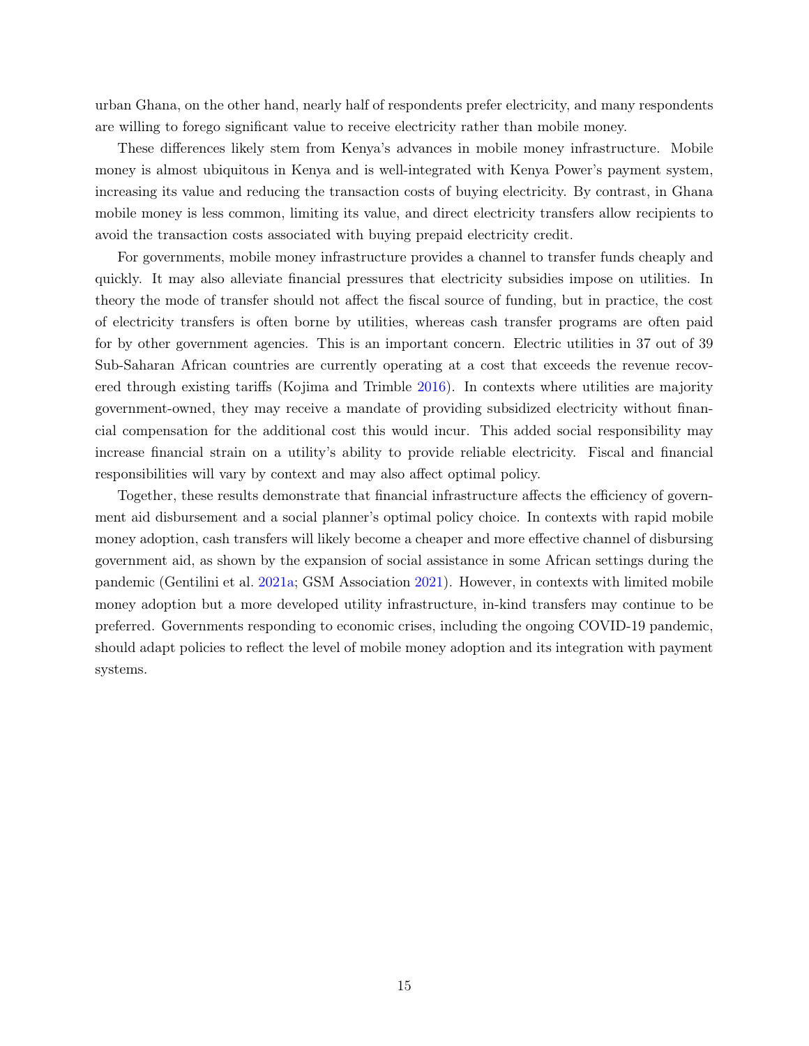urban Ghana, on the other hand, nearly half of respondents prefer electricity, and many respondents are willing to forego significant value to receive electricity rather than mobile money.

These differences likely stem from Kenya's advances in mobile money infrastructure. Mobile money is almost ubiquitous in Kenya and is well-integrated with Kenya Power's payment system, increasing its value and reducing the transaction costs of buying electricity. By contrast, in Ghana mobile money is less common, limiting its value, and direct electricity transfers allow recipients to avoid the transaction costs associated with buying prepaid electricity credit.

For governments, mobile money infrastructure provides a channel to transfer funds cheaply and quickly. It may also alleviate financial pressures that electricity subsidies impose on utilities. In theory the mode of transfer should not affect the fiscal source of funding, but in practice, the cost of electricity transfers is often borne by utilities, whereas cash transfer programs are often paid for by other government agencies. This is an important concern. Electric utilities in 37 out of 39 Sub-Saharan African countries are currently operating at a cost that exceeds the revenue recovered through existing tariffs (Kojima and Trimble 2016). In contexts where utilities are majority government-owned, they may receive a mandate of providing subsidized electricity without financial compensation for the additional cost this would incur. This added social responsibility may increase financial strain on a utility's ability to provide reliable electricity. Fiscal and financial responsibilities will vary by context and may also affect optimal policy.

Together, these results demonstrate that financial infrastructure affects the efficiency of government aid disbursement and a social planner's optimal policy choice. In contexts with rapid mobile money adoption, cash transfers will likely become a cheaper and more effective channel of disbursing government aid, as shown by the expansion of social assistance in some African settings during the pandemic (Gentilini et al. 2021a; GSM Association 2021). However, in contexts with limited mobile money adoption but a more developed utility infrastructure, in-kind transfers may continue to be preferred. Governments responding to economic crises, including the ongoing COVID-19 pandemic, should adapt policies to reflect the level of mobile money adoption and its integration with payment systems.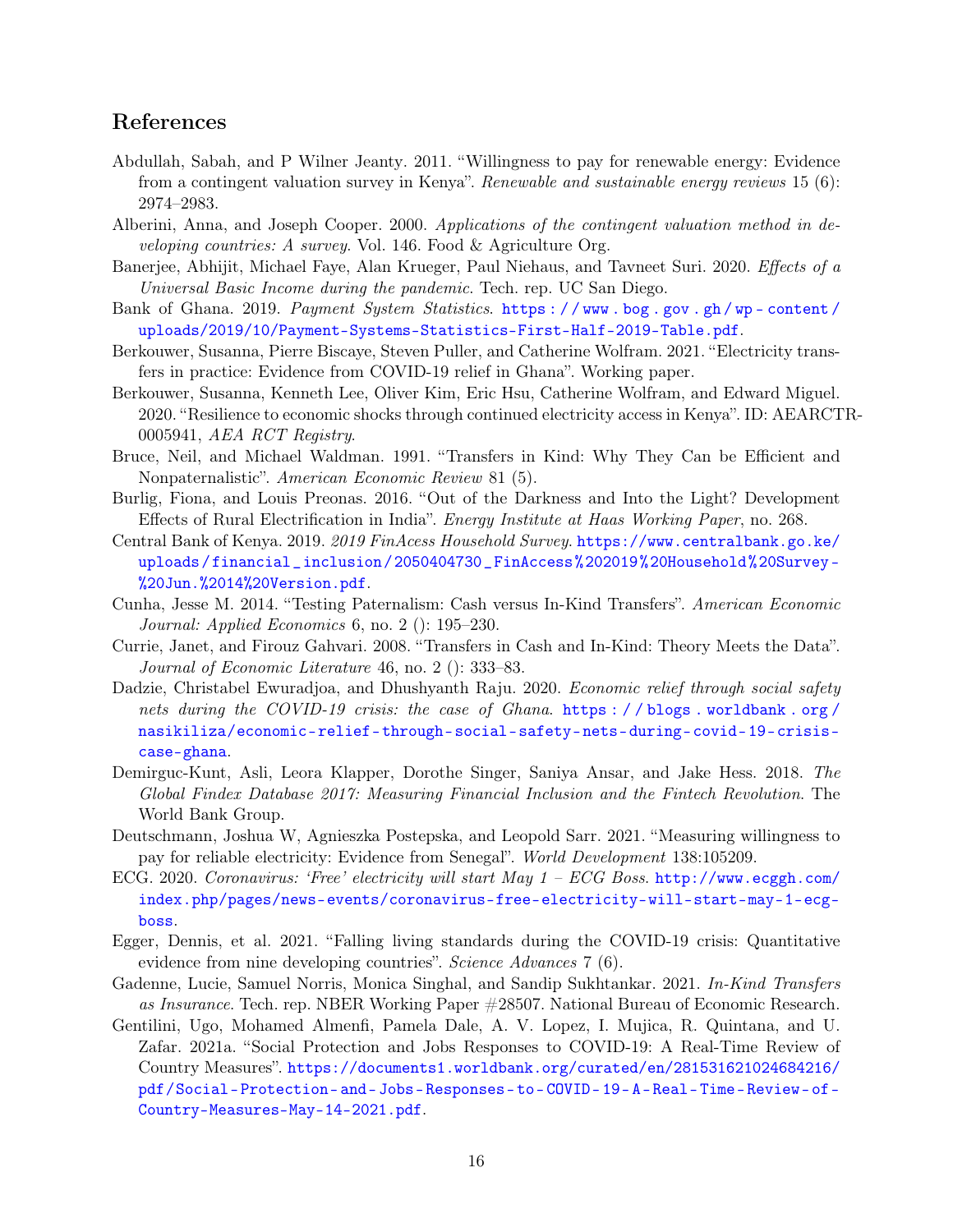## References

Abdullah, Sabah, and P Wilner Jeanty. 2011. "Willingness to pay for renewable energy: Evidence from a contingent valuation survey in Kenya". *Renewable and sustainable energy reviews* 15 (6): 2974–2983.

Alberini, Anna, and Joseph Cooper. 2000. *Applications of the contingent valuation method in developing countries: A survey.* Vol. 146. Food & Agriculture Org.

Banerjee, Abhijit, Michael Faye, Alan Krueger, Paul Niehaus, and Tavneet Suri. 2020. *Effects of a Universal Basic Income during the pandemic.* Tech. rep. UC San Diego.

Bank of Ghana. 2019. *Payment System Statistics.* https://www.bog.gov.gh/wp-content/uploads/2019/10/Payment-Systems-Statistics-First-Half-2019-Table.pdf.

Berkouwer, Susanna, Pierre Biscaye, Steven Puller, and Catherine Wolfram. 2021. "Electricity transfers in practice: Evidence from COVID-19 relief in Ghana". Working paper.

Berkouwer, Susanna, Kenneth Lee, Oliver Kim, Eric Hsu, Catherine Wolfram, and Edward Miguel. 2020. "Resilience to economic shocks through continued electricity access in Kenya". ID: AEARCTR-0005941, *AEA RCT Registry*.

Bruce, Neil, and Michael Waldman. 1991. "Transfers in Kind: Why They Can be Efficient and Nonpaternalistic". *American Economic Review* 81 (5).

Burlig, Fiona, and Louis Preonas. 2016. "Out of the Darkness and Into the Light? Development Effects of Rural Electrification in India". *Energy Institute at Haas Working Paper*, no. 268.

Central Bank of Kenya. 2019. *2019 FinAcess Household Survey.* https://www.centralbank.go.ke/uploads/financial_inclusion/2050404730_FinAccess%202019%20Household%20Survey-%20Jun.%2014%20Version.pdf.

Cunha, Jesse M. 2014. "Testing Paternalism: Cash versus In-Kind Transfers". *American Economic Journal: Applied Economics* 6, no. 2 (): 195–230.

Currie, Janet, and Firouz Gahvari. 2008. "Transfers in Cash and In-Kind: Theory Meets the Data". *Journal of Economic Literature* 46, no. 2 (): 333–83.

Dadzie, Christabel Ewuradjoa, and Dhushyanth Raju. 2020. *Economic relief through social safety nets during the COVID-19 crisis: the case of Ghana.* https://blogs.worldbank.org/nasikiliza/economic-relief-through-social-safety-nets-during-covid-19-crisis-case-ghana.

Demirguc-Kunt, Asli, Leora Klapper, Dorothe Singer, Saniya Ansar, and Jake Hess. 2018. *The Global Findex Database 2017: Measuring Financial Inclusion and the Fintech Revolution.* The World Bank Group.

Deutschmann, Joshua W, Agnieszka Postepska, and Leopold Sarr. 2021. "Measuring willingness to pay for reliable electricity: Evidence from Senegal". *World Development* 138:105209.

ECG. 2020. *Coronavirus: 'Free' electricity will start May 1 – ECG Boss.* http://www.ecggh.com/index.php/pages/news-events/coronavirus-free-electricity-will-start-may-1-ecg-boss.

Egger, Dennis, et al. 2021. "Falling living standards during the COVID-19 crisis: Quantitative evidence from nine developing countries". *Science Advances* 7 (6).

Gadenne, Lucie, Samuel Norris, Monica Singhal, and Sandip Sukhtankar. 2021. *In-Kind Transfers as Insurance.* Tech. rep. NBER Working Paper #28507. National Bureau of Economic Research.

Gentilini, Ugo, Mohamed Almenfi, Pamela Dale, A. V. Lopez, I. Mujica, R. Quintana, and U. Zafar. 2021a. "Social Protection and Jobs Responses to COVID-19: A Real-Time Review of Country Measures". https://documents1.worldbank.org/curated/en/281531621024684216/pdf/Social-Protection-and-Jobs-Responses-to-COVID-19-A-Real-Time-Review-of-Country-Measures-May-14-2021.pdf.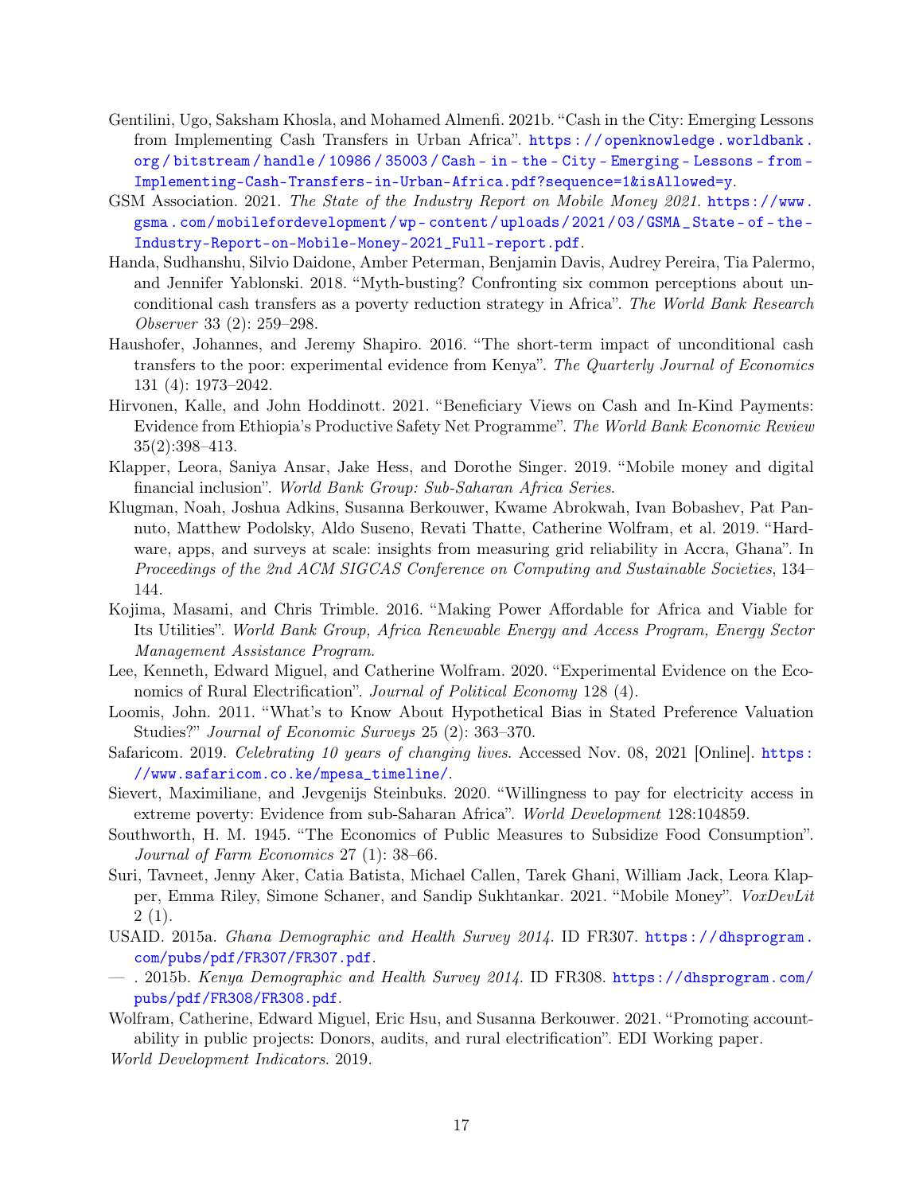Gentilini, Ugo, Saksham Khosla, and Mohamed Almenfi. 2021b. "Cash in the City: Emerging Lessons from Implementing Cash Transfers in Urban Africa". https://openknowledge.worldbank.org/bitstream/handle/10986/35003/Cash-in-the-City-Emerging-Lessons-from-Implementing-Cash-Transfers-in-Urban-Africa.pdf?sequence=1&isAllowed=y.

GSM Association. 2021. *The State of the Industry Report on Mobile Money 2021.* https://www.gsma.com/mobilefordevelopment/wp-content/uploads/2021/03/GSMA_State-of-the-Industry-Report-on-Mobile-Money-2021_Full-report.pdf.

Handa, Sudhanshu, Silvio Daidone, Amber Peterman, Benjamin Davis, Audrey Pereira, Tia Palermo, and Jennifer Yablonski. 2018. "Myth-busting? Confronting six common perceptions about unconditional cash transfers as a poverty reduction strategy in Africa". *The World Bank Research Observer* 33 (2): 259–298.

Haushofer, Johannes, and Jeremy Shapiro. 2016. "The short-term impact of unconditional cash transfers to the poor: experimental evidence from Kenya". *The Quarterly Journal of Economics* 131 (4): 1973–2042.

Hirvonen, Kalle, and John Hoddinott. 2021. "Beneficiary Views on Cash and In-Kind Payments: Evidence from Ethiopia's Productive Safety Net Programme". *The World Bank Economic Review* 35(2):398–413.

Klapper, Leora, Saniya Ansar, Jake Hess, and Dorothe Singer. 2019. "Mobile money and digital financial inclusion". *World Bank Group: Sub-Saharan Africa Series*.

Klugman, Noah, Joshua Adkins, Susanna Berkouwer, Kwame Abrokwah, Ivan Bobashev, Pat Pannuto, Matthew Podolsky, Aldo Suseno, Revati Thatte, Catherine Wolfram, et al. 2019. "Hardware, apps, and surveys at scale: insights from measuring grid reliability in Accra, Ghana". In *Proceedings of the 2nd ACM SIGCAS Conference on Computing and Sustainable Societies*, 134–144.

Kojima, Masami, and Chris Trimble. 2016. "Making Power Affordable for Africa and Viable for Its Utilities". *World Bank Group, Africa Renewable Energy and Access Program, Energy Sector Management Assistance Program*.

Lee, Kenneth, Edward Miguel, and Catherine Wolfram. 2020. "Experimental Evidence on the Economics of Rural Electrification". *Journal of Political Economy* 128 (4).

Loomis, John. 2011. "What's to Know About Hypothetical Bias in Stated Preference Valuation Studies?" *Journal of Economic Surveys* 25 (2): 363–370.

Safaricom. 2019. *Celebrating 10 years of changing lives.* Accessed Nov. 08, 2021 [Online]. https://www.safaricom.co.ke/mpesa_timeline/.

Sievert, Maximiliane, and Jevgenijs Steinbuks. 2020. "Willingness to pay for electricity access in extreme poverty: Evidence from sub-Saharan Africa". *World Development* 128:104859.

Southworth, H. M. 1945. "The Economics of Public Measures to Subsidize Food Consumption". *Journal of Farm Economics* 27 (1): 38–66.

Suri, Tavneet, Jenny Aker, Catia Batista, Michael Callen, Tarek Ghani, William Jack, Leora Klapper, Emma Riley, Simone Schaner, and Sandip Sukhtankar. 2021. "Mobile Money". *VoxDevLit* 2 (1).

USAID. 2015a. *Ghana Demographic and Health Survey 2014*. ID FR307. https://dhsprogram.com/pubs/pdf/FR307/FR307.pdf.

— . 2015b. *Kenya Demographic and Health Survey 2014*. ID FR308. https://dhsprogram.com/pubs/pdf/FR308/FR308.pdf.

Wolfram, Catherine, Edward Miguel, Eric Hsu, and Susanna Berkouwer. 2021. "Promoting accountability in public projects: Donors, audits, and rural electrification". EDI Working paper.

*World Development Indicators*. 2019.